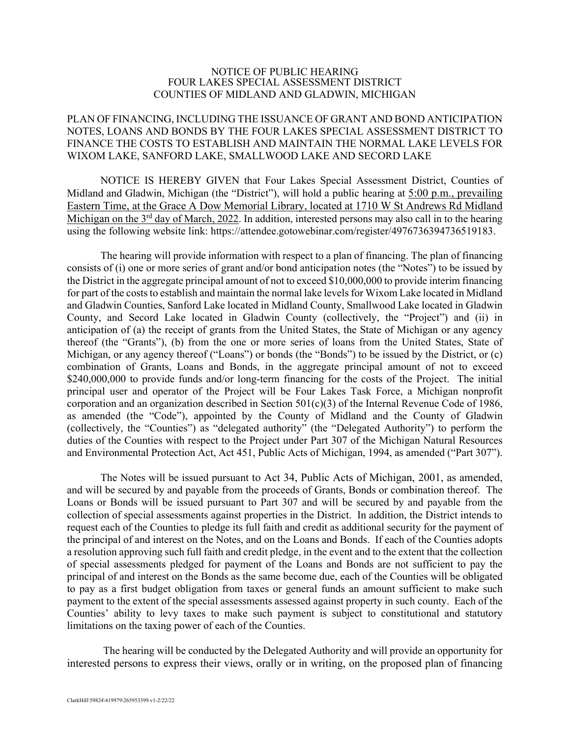NOTICE OF PUBLIC HEARING
FOUR LAKES SPECIAL ASSESSMENT DISTRICT
COUNTIES OF MIDLAND AND GLADWIN, MICHIGAN

PLAN OF FINANCING, INCLUDING THE ISSUANCE OF GRANT AND BOND ANTICIPATION NOTES, LOANS AND BONDS BY THE FOUR LAKES SPECIAL ASSESSMENT DISTRICT TO FINANCE THE COSTS TO ESTABLISH AND MAINTAIN THE NORMAL LAKE LEVELS FOR WIXOM LAKE, SANFORD LAKE, SMALLWOOD LAKE AND SECORD LAKE

NOTICE IS HEREBY GIVEN that Four Lakes Special Assessment District, Counties of Midland and Gladwin, Michigan (the "District"), will hold a public hearing at 5:00 p.m., prevailing Eastern Time, at the Grace A Dow Memorial Library, located at 1710 W St Andrews Rd Midland Michigan on the 3rd day of March, 2022. In addition, interested persons may also call in to the hearing using the following website link: https://attendee.gotowebinar.com/register/4976736394736519183.

The hearing will provide information with respect to a plan of financing. The plan of financing consists of (i) one or more series of grant and/or bond anticipation notes (the "Notes") to be issued by the District in the aggregate principal amount of not to exceed $10,000,000 to provide interim financing for part of the costs to establish and maintain the normal lake levels for Wixom Lake located in Midland and Gladwin Counties, Sanford Lake located in Midland County, Smallwood Lake located in Gladwin County, and Secord Lake located in Gladwin County (collectively, the "Project") and (ii) in anticipation of (a) the receipt of grants from the United States, the State of Michigan or any agency thereof (the "Grants"), (b) from the one or more series of loans from the United States, State of Michigan, or any agency thereof ("Loans") or bonds (the "Bonds") to be issued by the District, or (c) combination of Grants, Loans and Bonds, in the aggregate principal amount of not to exceed $240,000,000 to provide funds and/or long-term financing for the costs of the Project. The initial principal user and operator of the Project will be Four Lakes Task Force, a Michigan nonprofit corporation and an organization described in Section 501(c)(3) of the Internal Revenue Code of 1986, as amended (the "Code"), appointed by the County of Midland and the County of Gladwin (collectively, the "Counties") as "delegated authority" (the "Delegated Authority") to perform the duties of the Counties with respect to the Project under Part 307 of the Michigan Natural Resources and Environmental Protection Act, Act 451, Public Acts of Michigan, 1994, as amended ("Part 307").

The Notes will be issued pursuant to Act 34, Public Acts of Michigan, 2001, as amended, and will be secured by and payable from the proceeds of Grants, Bonds or combination thereof. The Loans or Bonds will be issued pursuant to Part 307 and will be secured by and payable from the collection of special assessments against properties in the District. In addition, the District intends to request each of the Counties to pledge its full faith and credit as additional security for the payment of the principal of and interest on the Notes, and on the Loans and Bonds. If each of the Counties adopts a resolution approving such full faith and credit pledge, in the event and to the extent that the collection of special assessments pledged for payment of the Loans and Bonds are not sufficient to pay the principal of and interest on the Bonds as the same become due, each of the Counties will be obligated to pay as a first budget obligation from taxes or general funds an amount sufficient to make such payment to the extent of the special assessments assessed against property in such county. Each of the Counties' ability to levy taxes to make such payment is subject to constitutional and statutory limitations on the taxing power of each of the Counties.

The hearing will be conducted by the Delegated Authority and will provide an opportunity for interested persons to express their views, orally or in writing, on the proposed plan of financing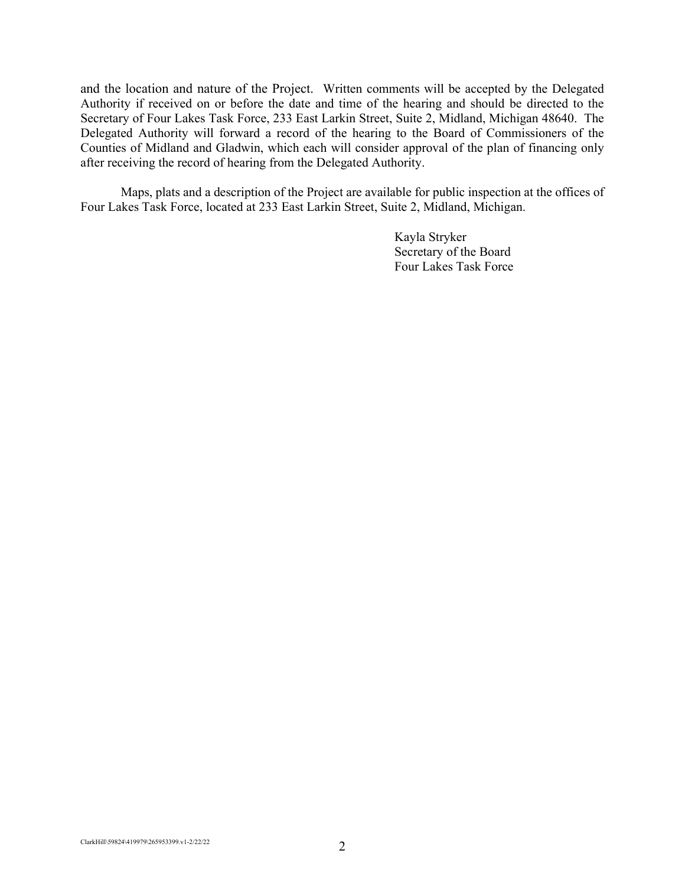and the location and nature of the Project. Written comments will be accepted by the Delegated Authority if received on or before the date and time of the hearing and should be directed to the Secretary of Four Lakes Task Force, 233 East Larkin Street, Suite 2, Midland, Michigan 48640. The Delegated Authority will forward a record of the hearing to the Board of Commissioners of the Counties of Midland and Gladwin, which each will consider approval of the plan of financing only after receiving the record of hearing from the Delegated Authority.

Maps, plats and a description of the Project are available for public inspection at the offices of Four Lakes Task Force, located at 233 East Larkin Street, Suite 2, Midland, Michigan.

Kayla Stryker
Secretary of the Board
Four Lakes Task Force

ClarkHill\59824\419979\265953399.v1-2/22/22